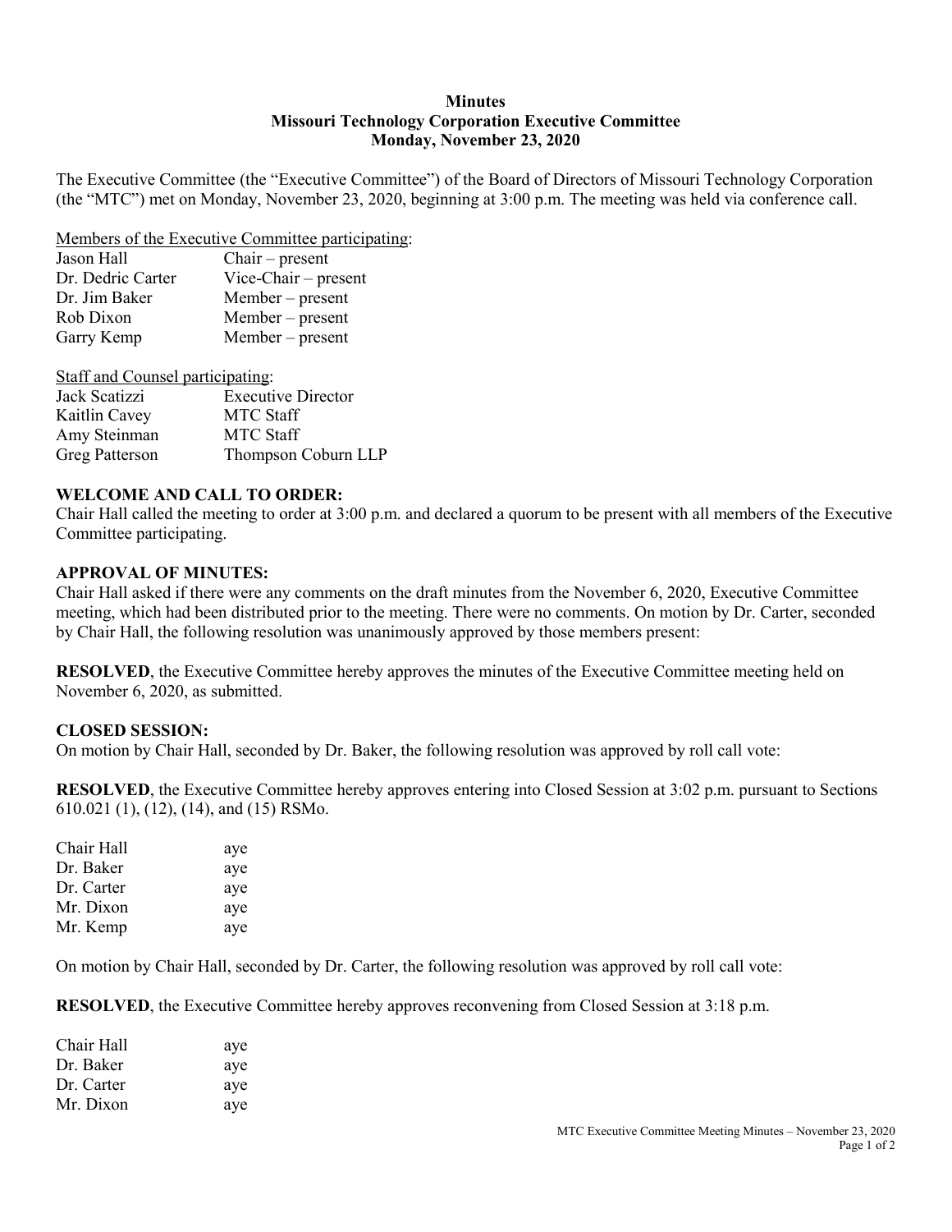**Minutes**
**Missouri Technology Corporation Executive Committee**
**Monday, November 23, 2020**

The Executive Committee (the "Executive Committee") of the Board of Directors of Missouri Technology Corporation (the "MTC") met on Monday, November 23, 2020, beginning at 3:00 p.m. The meeting was held via conference call.

Members of the Executive Committee participating:

| | |
|---|---|
| Jason Hall | Chair – present |
| Dr. Dedric Carter | Vice-Chair – present |
| Dr. Jim Baker | Member – present |
| Rob Dixon | Member – present |
| Garry Kemp | Member – present |

Staff and Counsel participating:

| | |
|---|---|
| Jack Scatizzi | Executive Director |
| Kaitlin Cavey | MTC Staff |
| Amy Steinman | MTC Staff |
| Greg Patterson | Thompson Coburn LLP |

**WELCOME AND CALL TO ORDER:**
Chair Hall called the meeting to order at 3:00 p.m. and declared a quorum to be present with all members of the Executive Committee participating.

**APPROVAL OF MINUTES:**
Chair Hall asked if there were any comments on the draft minutes from the November 6, 2020, Executive Committee meeting, which had been distributed prior to the meeting. There were no comments. On motion by Dr. Carter, seconded by Chair Hall, the following resolution was unanimously approved by those members present:

**RESOLVED**, the Executive Committee hereby approves the minutes of the Executive Committee meeting held on November 6, 2020, as submitted.

**CLOSED SESSION:**
On motion by Chair Hall, seconded by Dr. Baker, the following resolution was approved by roll call vote:

**RESOLVED**, the Executive Committee hereby approves entering into Closed Session at 3:02 p.m. pursuant to Sections 610.021 (1), (12), (14), and (15) RSMo.

| | |
|---|---|
| Chair Hall | aye |
| Dr. Baker | aye |
| Dr. Carter | aye |
| Mr. Dixon | aye |
| Mr. Kemp | aye |

On motion by Chair Hall, seconded by Dr. Carter, the following resolution was approved by roll call vote:

**RESOLVED**, the Executive Committee hereby approves reconvening from Closed Session at 3:18 p.m.

| | |
|---|---|
| Chair Hall | aye |
| Dr. Baker | aye |
| Dr. Carter | aye |
| Mr. Dixon | aye |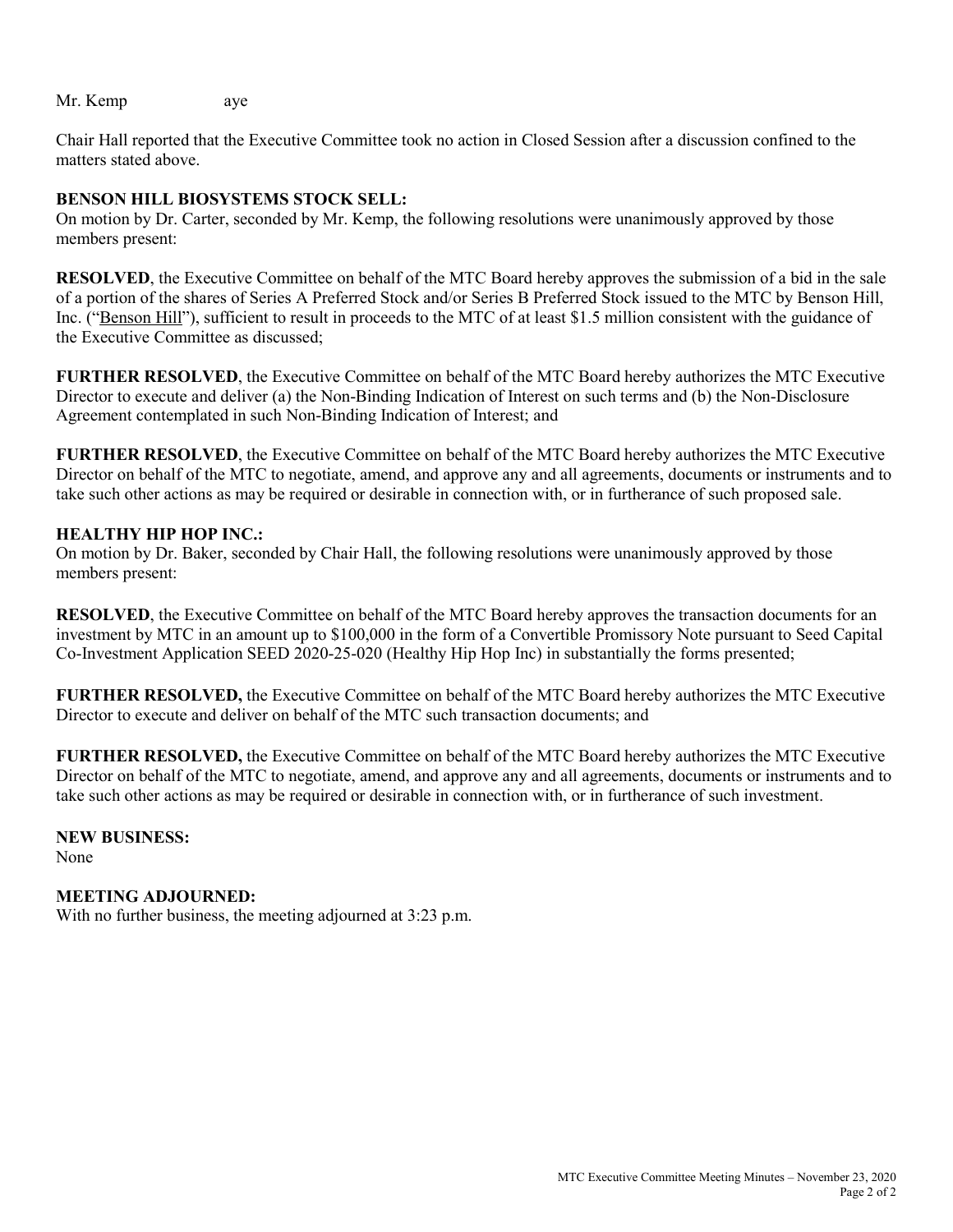Mr. Kemp aye

Chair Hall reported that the Executive Committee took no action in Closed Session after a discussion confined to the matters stated above.

**BENSON HILL BIOSYSTEMS STOCK SELL:**
On motion by Dr. Carter, seconded by Mr. Kemp, the following resolutions were unanimously approved by those members present:

**RESOLVED**, the Executive Committee on behalf of the MTC Board hereby approves the submission of a bid in the sale of a portion of the shares of Series A Preferred Stock and/or Series B Preferred Stock issued to the MTC by Benson Hill, Inc. ("Benson Hill"), sufficient to result in proceeds to the MTC of at least $1.5 million consistent with the guidance of the Executive Committee as discussed;

**FURTHER RESOLVED**, the Executive Committee on behalf of the MTC Board hereby authorizes the MTC Executive Director to execute and deliver (a) the Non-Binding Indication of Interest on such terms and (b) the Non-Disclosure Agreement contemplated in such Non-Binding Indication of Interest; and

**FURTHER RESOLVED**, the Executive Committee on behalf of the MTC Board hereby authorizes the MTC Executive Director on behalf of the MTC to negotiate, amend, and approve any and all agreements, documents or instruments and to take such other actions as may be required or desirable in connection with, or in furtherance of such proposed sale.

**HEALTHY HIP HOP INC.:**
On motion by Dr. Baker, seconded by Chair Hall, the following resolutions were unanimously approved by those members present:

**RESOLVED**, the Executive Committee on behalf of the MTC Board hereby approves the transaction documents for an investment by MTC in an amount up to $100,000 in the form of a Convertible Promissory Note pursuant to Seed Capital Co-Investment Application SEED 2020-25-020 (Healthy Hip Hop Inc) in substantially the forms presented;

**FURTHER RESOLVED,** the Executive Committee on behalf of the MTC Board hereby authorizes the MTC Executive Director to execute and deliver on behalf of the MTC such transaction documents; and

**FURTHER RESOLVED,** the Executive Committee on behalf of the MTC Board hereby authorizes the MTC Executive Director on behalf of the MTC to negotiate, amend, and approve any and all agreements, documents or instruments and to take such other actions as may be required or desirable in connection with, or in furtherance of such investment.

**NEW BUSINESS:**
None

**MEETING ADJOURNED:**
With no further business, the meeting adjourned at 3:23 p.m.